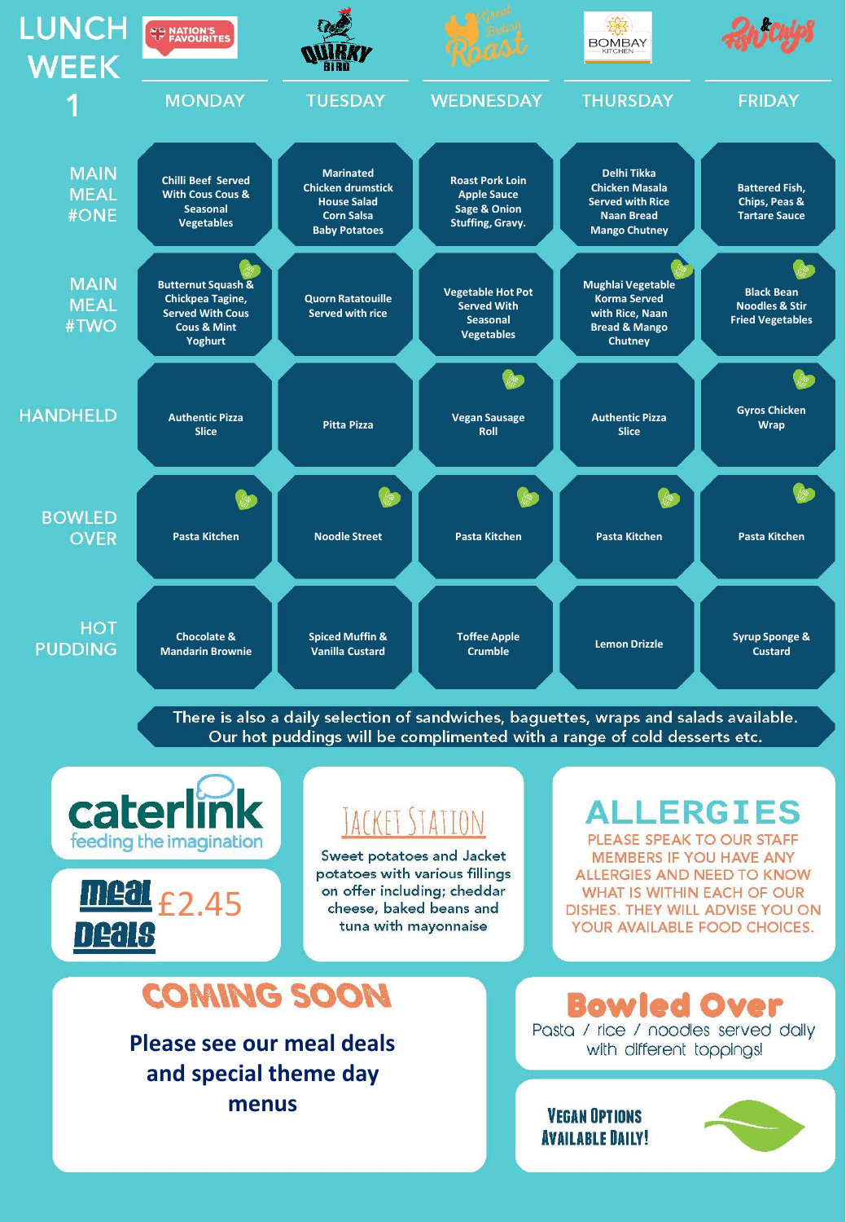# LUNCH WEEK 1

| | MONDAY | TUESDAY | WEDNESDAY | THURSDAY | FRIDAY |
|---|---|---|---|---|---|
| | NATION'S FAVOURITES | QUIRKY BIRD | Great British Roast | BOMBAY KITCHEN | Fish & Chips |
| **MAIN MEAL #ONE** | Chilli Beef Served With Cous Cous & Seasonal Vegetables | Marinated Chicken drumstick House Salad Corn Salsa Baby Potatoes | Roast Pork Loin Apple Sauce Sage & Onion Stuffing, Gravy. | Delhi Tikka Chicken Masala Served with Rice Naan Bread Mango Chutney | Battered Fish, Chips, Peas & Tartare Sauce |
| **MAIN MEAL #TWO** | Butternut Squash & Chickpea Tagine, Served With Cous Cous & Mint Yoghurt | Quorn Ratatouille Served with rice | Vegetable Hot Pot Served With Seasonal Vegetables | Mughlai Vegetable Korma Served with Rice, Naan Bread & Mango Chutney | Black Bean Noodles & Stir Fried Vegetables |
| **HANDHELD** | Authentic Pizza Slice | Pitta Pizza | Vegan Sausage Roll | Authentic Pizza Slice | Gyros Chicken Wrap |
| **BOWLED OVER** | Pasta Kitchen | Noodle Street | Pasta Kitchen | Pasta Kitchen | Pasta Kitchen |
| **HOT PUDDING** | Chocolate & Mandarin Brownie | Spiced Muffin & Vanilla Custard | Toffee Apple Crumble | Lemon Drizzle | Syrup Sponge & Custard |

There is also a daily selection of sandwiches, baguettes, wraps and salads available. Our hot puddings will be complimented with a range of cold desserts etc.

**caterlink** feeding the imagination

**Meal Deals** £2.45

## JACKET STATION

Sweet potatoes and Jacket potatoes with various fillings on offer including; cheddar cheese, baked beans and tuna with mayonnaise

## ALLERGIES

PLEASE SPEAK TO OUR STAFF MEMBERS IF YOU HAVE ANY ALLERGIES AND NEED TO KNOW WHAT IS WITHIN EACH OF OUR DISHES. THEY WILL ADVISE YOU ON YOUR AVAILABLE FOOD CHOICES.

## COMING SOON

**Please see our meal deals and special theme day menus**

## Bowled Over

Pasta / rice / noodles served daily with different toppings!

**VEGAN OPTIONS AVAILABLE DAILY!**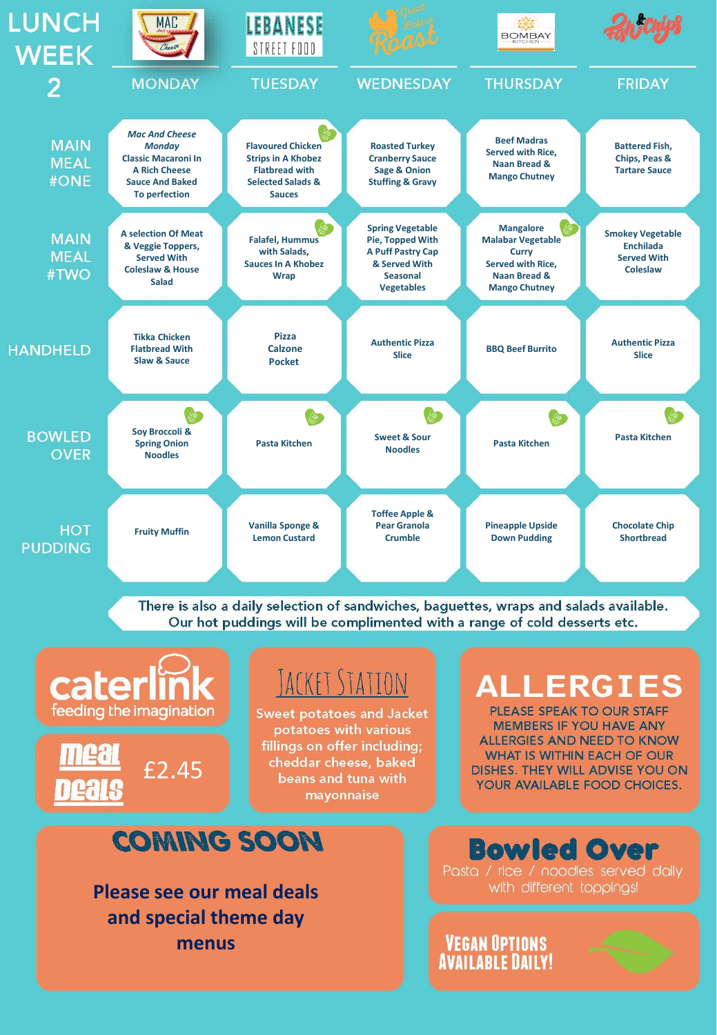# LUNCH WEEK 2

| | MONDAY | TUESDAY | WEDNESDAY | THURSDAY | FRIDAY |
|---|---|---|---|---|---|
| MAIN MEAL #ONE | *Mac And Cheese Monday* Classic Macaroni In A Rich Cheese Sauce And Baked To perfection | Flavoured Chicken Strips in A Khobez Flatbread with Selected Salads & Sauces | Roasted Turkey Cranberry Sauce Sage & Onion Stuffing & Gravy | Beef Madras Served with Rice, Naan Bread & Mango Chutney | Battered Fish, Chips, Peas & Tartare Sauce |
| MAIN MEAL #TWO | A selection Of Meat & Veggie Toppers, Served With Coleslaw & House Salad | Falafel, Hummus with Salads, Sauces In A Khobez Wrap | Spring Vegetable Pie, Topped With A Puff Pastry Cap & Served With Seasonal Vegetables | Mangalore Malabar Vegetable Curry Served with Rice, Naan Bread & Mango Chutney | Smokey Vegetable Enchilada Served With Coleslaw |
| HANDHELD | Tikka Chicken Flatbread With Slaw & Sauce | Pizza Calzone Pocket | Authentic Pizza Slice | BBQ Beef Burrito | Authentic Pizza Slice |
| BOWLED OVER | Soy Broccoli & Spring Onion Noodles | Pasta Kitchen | Sweet & Sour Noodles | Pasta Kitchen | Pasta Kitchen |
| HOT PUDDING | Fruity Muffin | Vanilla Sponge & Lemon Custard | Toffee Apple & Pear Granola Crumble | Pineapple Upside Down Pudding | Chocolate Chip Shortbread |

There is also a daily selection of sandwiches, baguettes, wraps and salads available.
Our hot puddings will be complimented with a range of cold desserts etc.

caterlink
feeding the imagination

**Meal Deals** £2.45

## JACKET STATION

Sweet potatoes and Jacket potatoes with various fillings on offer including; cheddar cheese, baked beans and tuna with mayonnaise

## ALLERGIES

PLEASE SPEAK TO OUR STAFF MEMBERS IF YOU HAVE ANY ALLERGIES AND NEED TO KNOW WHAT IS WITHIN EACH OF OUR DISHES. THEY WILL ADVISE YOU ON YOUR AVAILABLE FOOD CHOICES.

## COMING SOON

**Please see our meal deals and special theme day menus**

## Bowled Over

Pasta / rice / noodles served daily with different toppings!

**VEGAN OPTIONS AVAILABLE DAILY!**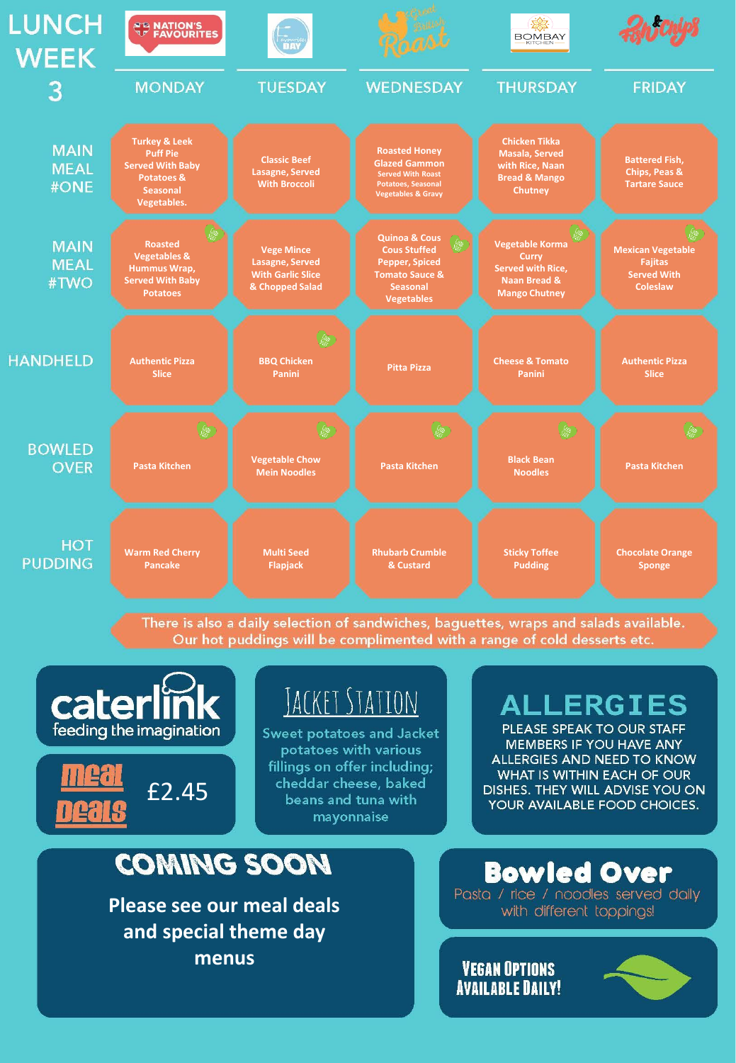# LUNCH WEEK 3

| | MONDAY | TUESDAY | WEDNESDAY | THURSDAY | FRIDAY |
|---|---|---|---|---|---|
| | NATION'S FAVOURITES | Favourite DAY | Great British Roast | BOMBAY KITCHEN | Fish & Chips |
| MAIN MEAL #ONE | Turkey & Leek Puff Pie Served With Baby Potatoes & Seasonal Vegetables. | Classic Beef Lasagne, Served With Broccoli | Roasted Honey Glazed Gammon Served With Roast Potatoes, Seasonal Vegetables & Gravy | Chicken Tikka Masala, Served with Rice, Naan Bread & Mango Chutney | Battered Fish, Chips, Peas & Tartare Sauce |
| MAIN MEAL #TWO | Roasted Vegetables & Hummus Wrap, Served With Baby Potatoes | Vege Mince Lasagne, Served With Garlic Slice & Chopped Salad | Quinoa & Cous Cous Stuffed Pepper, Spiced Tomato Sauce & Seasonal Vegetables | Vegetable Korma Curry Served with Rice, Naan Bread & Mango Chutney | Mexican Vegetable Fajitas Served With Coleslaw |
| HANDHELD | Authentic Pizza Slice | BBQ Chicken Panini | Pitta Pizza | Cheese & Tomato Panini | Authentic Pizza Slice |
| BOWLED OVER | Pasta Kitchen | Vegetable Chow Mein Noodles | Pasta Kitchen | Black Bean Noodles | Pasta Kitchen |
| HOT PUDDING | Warm Red Cherry Pancake | Multi Seed Flapjack | Rhubarb Crumble & Custard | Sticky Toffee Pudding | Chocolate Orange Sponge |

There is also a daily selection of sandwiches, baguettes, wraps and salads available. Our hot puddings will be complimented with a range of cold desserts etc.

caterlink feeding the imagination

meal Deals £2.45

## JACKET STATION

Sweet potatoes and Jacket potatoes with various fillings on offer including; cheddar cheese, baked beans and tuna with mayonnaise

## ALLERGIES

PLEASE SPEAK TO OUR STAFF MEMBERS IF YOU HAVE ANY ALLERGIES AND NEED TO KNOW WHAT IS WITHIN EACH OF OUR DISHES. THEY WILL ADVISE YOU ON YOUR AVAILABLE FOOD CHOICES.

## COMING SOON

Please see our meal deals and special theme day menus

## Bowled Over

Pasta / rice / noodles served daily with different toppings!

VEGAN OPTIONS AVAILABLE DAILY!